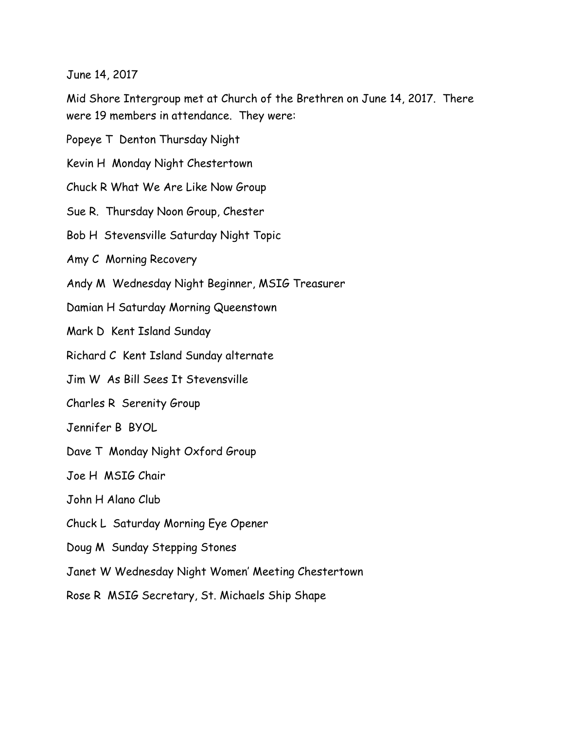June 14, 2017

Mid Shore Intergroup met at Church of the Brethren on June 14, 2017. There were 19 members in attendance. They were:

Popeye T Denton Thursday Night

Kevin H Monday Night Chestertown

Chuck R What We Are Like Now Group

Sue R. Thursday Noon Group, Chester

Bob H Stevensville Saturday Night Topic

Amy C Morning Recovery

Andy M Wednesday Night Beginner, MSIG Treasurer

Damian H Saturday Morning Queenstown

Mark D Kent Island Sunday

Richard C Kent Island Sunday alternate

Jim W As Bill Sees It Stevensville

Charles R Serenity Group

Jennifer B BYOL

Dave T Monday Night Oxford Group

Joe H MSIG Chair

John H Alano Club

Chuck L Saturday Morning Eye Opener

Doug M Sunday Stepping Stones

Janet W Wednesday Night Women' Meeting Chestertown

Rose R MSIG Secretary, St. Michaels Ship Shape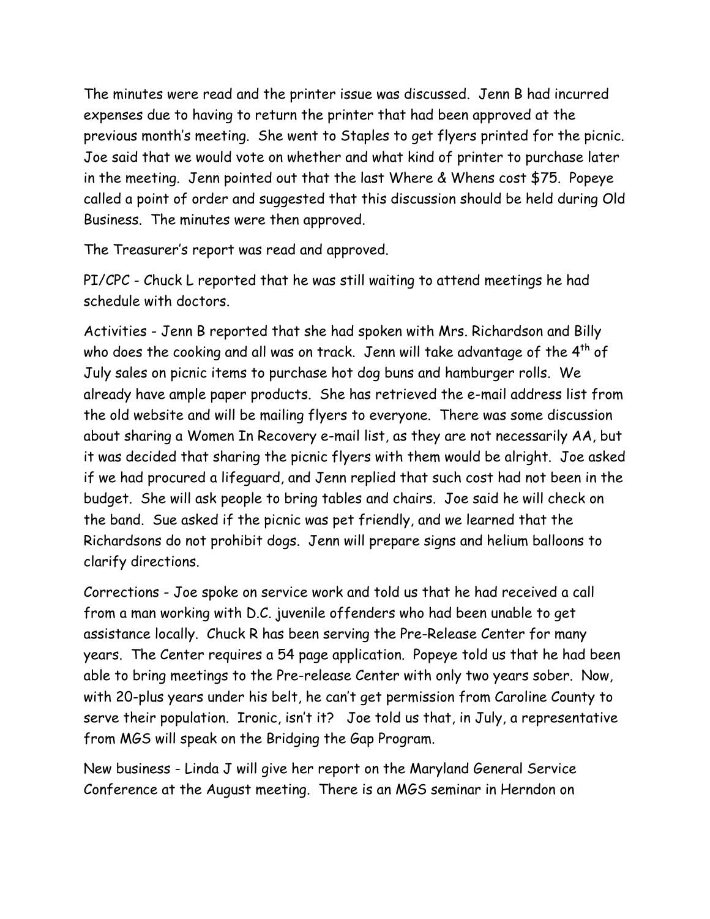The minutes were read and the printer issue was discussed. Jenn B had incurred expenses due to having to return the printer that had been approved at the previous month's meeting. She went to Staples to get flyers printed for the picnic. Joe said that we would vote on whether and what kind of printer to purchase later in the meeting. Jenn pointed out that the last Where & Whens cost $75. Popeye called a point of order and suggested that this discussion should be held during Old Business. The minutes were then approved.

The Treasurer's report was read and approved.

PI/CPC - Chuck L reported that he was still waiting to attend meetings he had schedule with doctors.

Activities - Jenn B reported that she had spoken with Mrs. Richardson and Billy who does the cooking and all was on track. Jenn will take advantage of the 4th of July sales on picnic items to purchase hot dog buns and hamburger rolls. We already have ample paper products. She has retrieved the e-mail address list from the old website and will be mailing flyers to everyone. There was some discussion about sharing a Women In Recovery e-mail list, as they are not necessarily AA, but it was decided that sharing the picnic flyers with them would be alright. Joe asked if we had procured a lifeguard, and Jenn replied that such cost had not been in the budget. She will ask people to bring tables and chairs. Joe said he will check on the band. Sue asked if the picnic was pet friendly, and we learned that the Richardsons do not prohibit dogs. Jenn will prepare signs and helium balloons to clarify directions.

Corrections - Joe spoke on service work and told us that he had received a call from a man working with D.C. juvenile offenders who had been unable to get assistance locally. Chuck R has been serving the Pre-Release Center for many years. The Center requires a 54 page application. Popeye told us that he had been able to bring meetings to the Pre-release Center with only two years sober. Now, with 20-plus years under his belt, he can't get permission from Caroline County to serve their population. Ironic, isn't it? Joe told us that, in July, a representative from MGS will speak on the Bridging the Gap Program.

New business - Linda J will give her report on the Maryland General Service Conference at the August meeting. There is an MGS seminar in Herndon on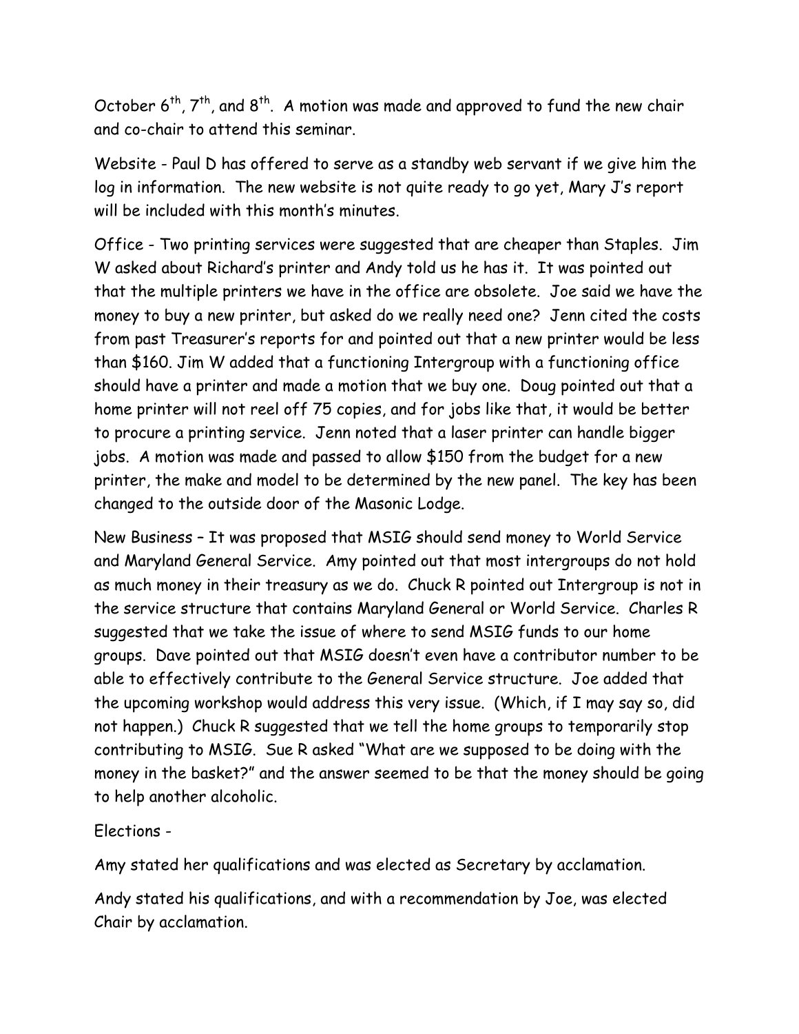October 6th, 7th, and 8th. A motion was made and approved to fund the new chair and co-chair to attend this seminar.

Website - Paul D has offered to serve as a standby web servant if we give him the log in information. The new website is not quite ready to go yet, Mary J's report will be included with this month's minutes.

Office - Two printing services were suggested that are cheaper than Staples. Jim W asked about Richard's printer and Andy told us he has it. It was pointed out that the multiple printers we have in the office are obsolete. Joe said we have the money to buy a new printer, but asked do we really need one? Jenn cited the costs from past Treasurer's reports for and pointed out that a new printer would be less than \$160. Jim W added that a functioning Intergroup with a functioning office should have a printer and made a motion that we buy one. Doug pointed out that a home printer will not reel off 75 copies, and for jobs like that, it would be better to procure a printing service. Jenn noted that a laser printer can handle bigger jobs. A motion was made and passed to allow \$150 from the budget for a new printer, the make and model to be determined by the new panel. The key has been changed to the outside door of the Masonic Lodge.

New Business – It was proposed that MSIG should send money to World Service and Maryland General Service. Amy pointed out that most intergroups do not hold as much money in their treasury as we do. Chuck R pointed out Intergroup is not in the service structure that contains Maryland General or World Service. Charles R suggested that we take the issue of where to send MSIG funds to our home groups. Dave pointed out that MSIG doesn't even have a contributor number to be able to effectively contribute to the General Service structure. Joe added that the upcoming workshop would address this very issue. (Which, if I may say so, did not happen.) Chuck R suggested that we tell the home groups to temporarily stop contributing to MSIG. Sue R asked "What are we supposed to be doing with the money in the basket?" and the answer seemed to be that the money should be going to help another alcoholic.

Elections -

Amy stated her qualifications and was elected as Secretary by acclamation.

Andy stated his qualifications, and with a recommendation by Joe, was elected Chair by acclamation.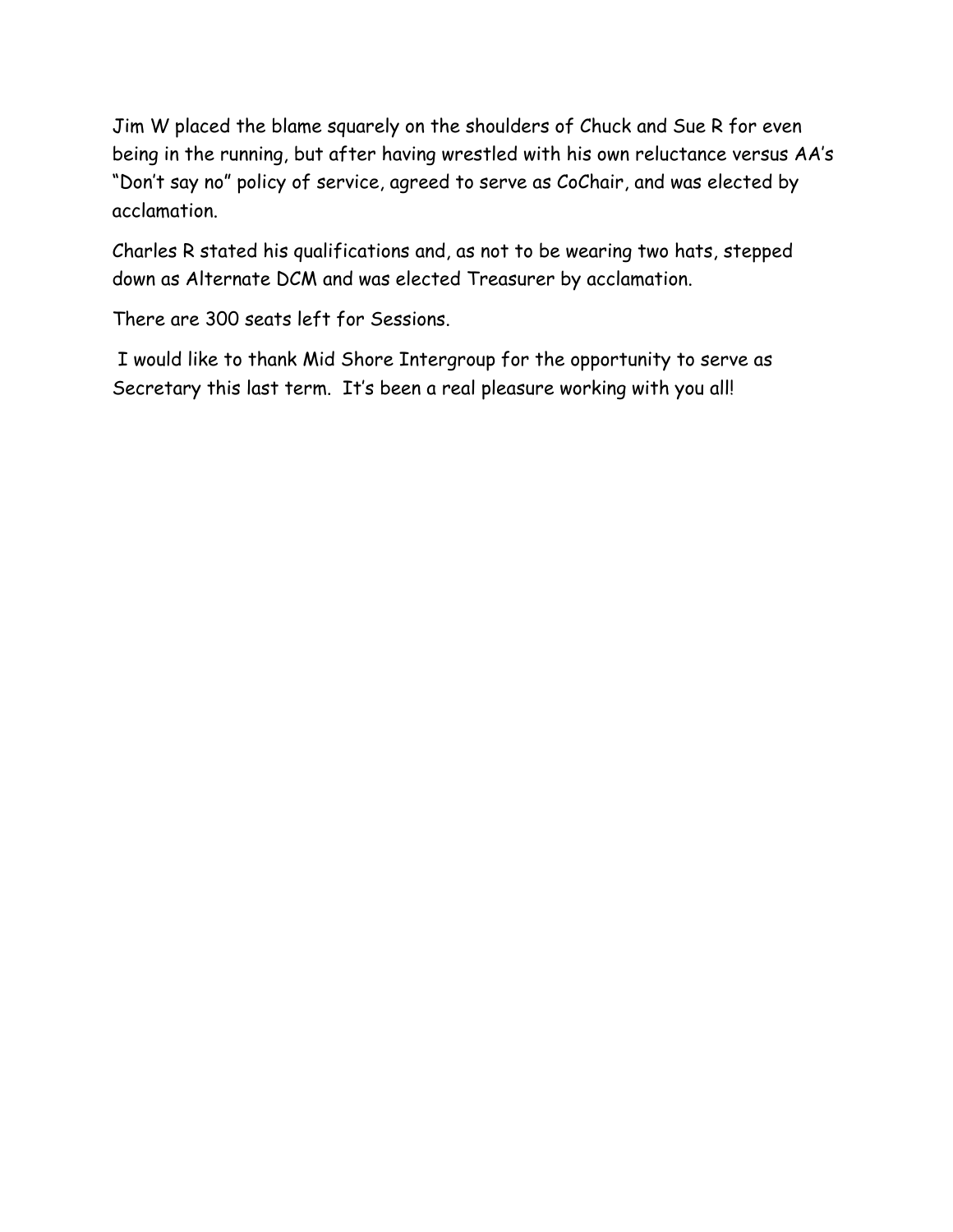Jim W placed the blame squarely on the shoulders of Chuck and Sue R for even being in the running, but after having wrestled with his own reluctance versus AA's "Don't say no" policy of service, agreed to serve as CoChair, and was elected by acclamation.

Charles R stated his qualifications and, as not to be wearing two hats, stepped down as Alternate DCM and was elected Treasurer by acclamation.

There are 300 seats left for Sessions.

I would like to thank Mid Shore Intergroup for the opportunity to serve as Secretary this last term. It's been a real pleasure working with you all!